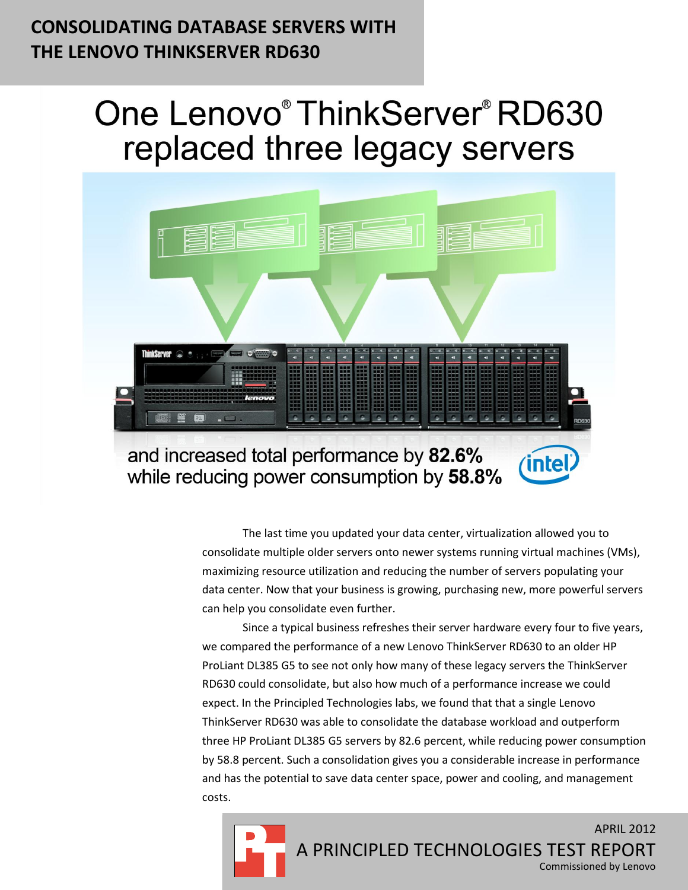# CONSOLIDATING DATABASE SERVERS WITH THE LENOVO THINKSERVER RD630

## One Lenovo® ThinkServer® RD630 replaced three legacy servers

and increased total performance by **82.6%** while reducing power consumption by **58.8%**

The last time you updated your data center, virtualization allowed you to consolidate multiple older servers onto newer systems running virtual machines (VMs), maximizing resource utilization and reducing the number of servers populating your data center. Now that your business is growing, purchasing new, more powerful servers can help you consolidate even further.

Since a typical business refreshes their server hardware every four to five years, we compared the performance of a new Lenovo ThinkServer RD630 to an older HP ProLiant DL385 G5 to see not only how many of these legacy servers the ThinkServer RD630 could consolidate, but also how much of a performance increase we could expect. In the Principled Technologies labs, we found that that a single Lenovo ThinkServer RD630 was able to consolidate the database workload and outperform three HP ProLiant DL385 G5 servers by 82.6 percent, while reducing power consumption by 58.8 percent. Such a consolidation gives you a considerable increase in performance and has the potential to save data center space, power and cooling, and management costs.

APRIL 2012
A PRINCIPLED TECHNOLOGIES TEST REPORT
Commissioned by Lenovo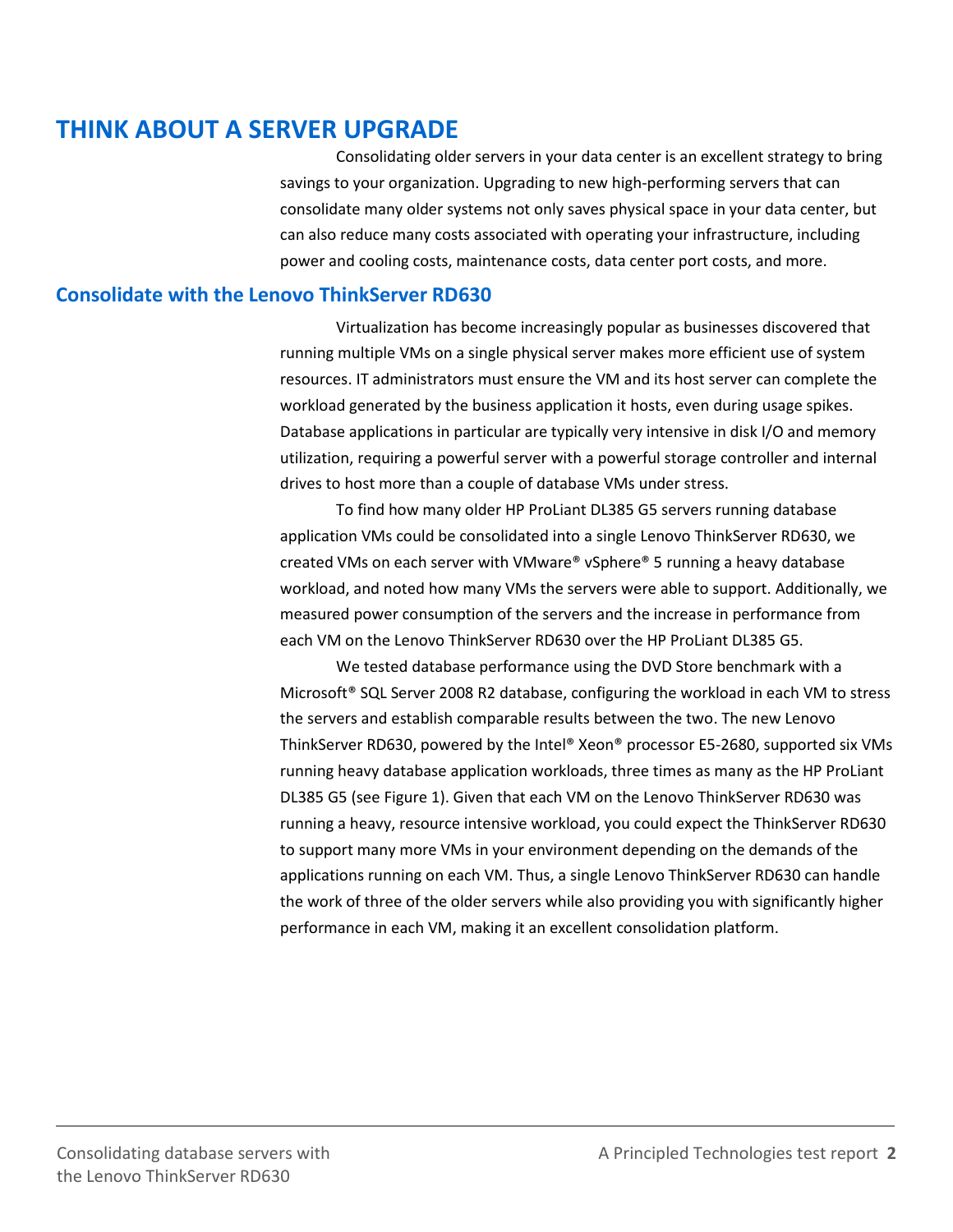# THINK ABOUT A SERVER UPGRADE

Consolidating older servers in your data center is an excellent strategy to bring savings to your organization. Upgrading to new high-performing servers that can consolidate many older systems not only saves physical space in your data center, but can also reduce many costs associated with operating your infrastructure, including power and cooling costs, maintenance costs, data center port costs, and more.

## Consolidate with the Lenovo ThinkServer RD630

Virtualization has become increasingly popular as businesses discovered that running multiple VMs on a single physical server makes more efficient use of system resources. IT administrators must ensure the VM and its host server can complete the workload generated by the business application it hosts, even during usage spikes. Database applications in particular are typically very intensive in disk I/O and memory utilization, requiring a powerful server with a powerful storage controller and internal drives to host more than a couple of database VMs under stress.

To find how many older HP ProLiant DL385 G5 servers running database application VMs could be consolidated into a single Lenovo ThinkServer RD630, we created VMs on each server with VMware® vSphere® 5 running a heavy database workload, and noted how many VMs the servers were able to support. Additionally, we measured power consumption of the servers and the increase in performance from each VM on the Lenovo ThinkServer RD630 over the HP ProLiant DL385 G5.

We tested database performance using the DVD Store benchmark with a Microsoft® SQL Server 2008 R2 database, configuring the workload in each VM to stress the servers and establish comparable results between the two. The new Lenovo ThinkServer RD630, powered by the Intel® Xeon® processor E5-2680, supported six VMs running heavy database application workloads, three times as many as the HP ProLiant DL385 G5 (see Figure 1). Given that each VM on the Lenovo ThinkServer RD630 was running a heavy, resource intensive workload, you could expect the ThinkServer RD630 to support many more VMs in your environment depending on the demands of the applications running on each VM. Thus, a single Lenovo ThinkServer RD630 can handle the work of three of the older servers while also providing you with significantly higher performance in each VM, making it an excellent consolidation platform.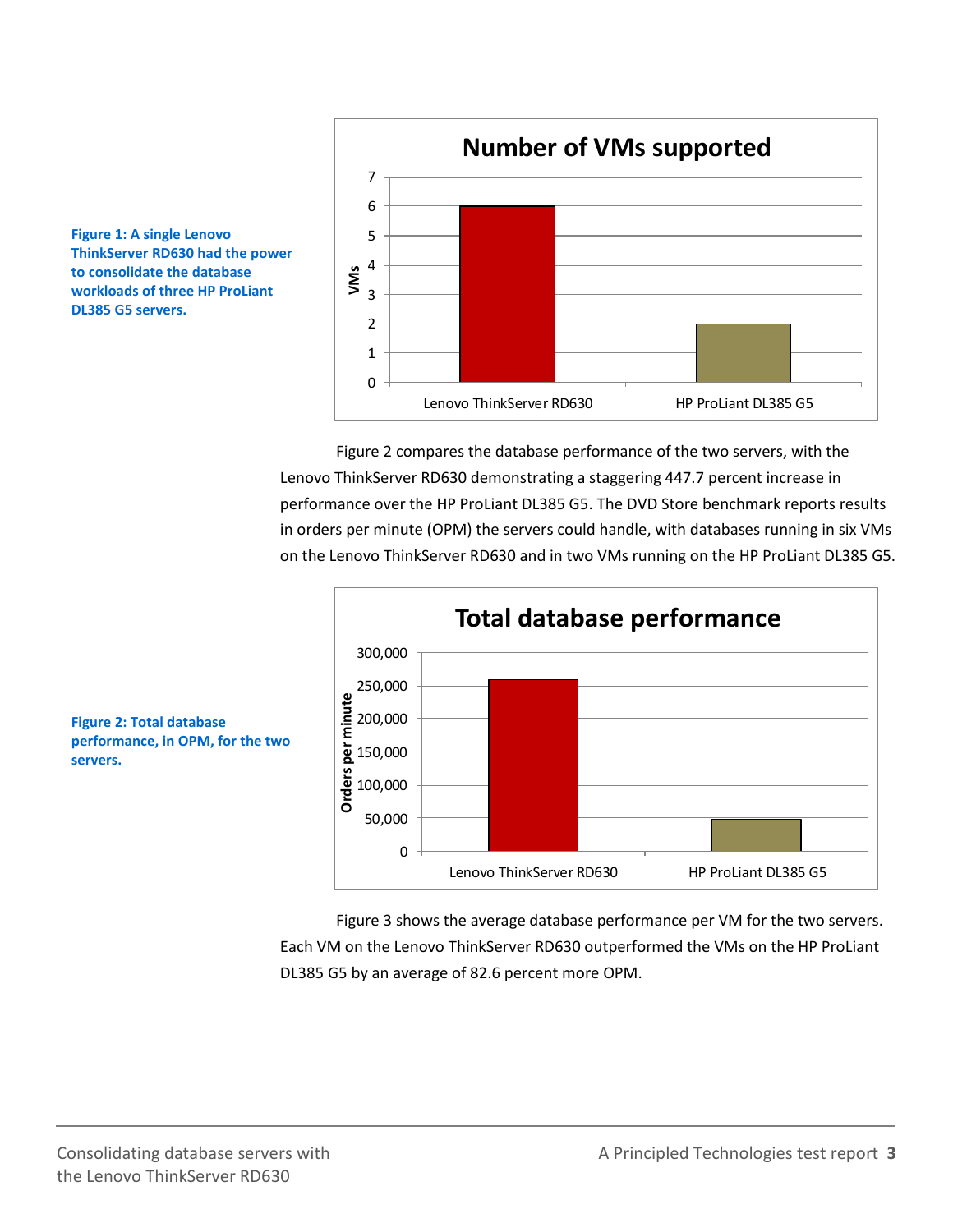Figure 1: A single Lenovo ThinkServer RD630 had the power to consolidate the database workloads of three HP ProLiant DL385 G5 servers.

Figure 2 compares the database performance of the two servers, with the Lenovo ThinkServer RD630 demonstrating a staggering 447.7 percent increase in performance over the HP ProLiant DL385 G5. The DVD Store benchmark reports results in orders per minute (OPM) the servers could handle, with databases running in six VMs on the Lenovo ThinkServer RD630 and in two VMs running on the HP ProLiant DL385 G5.

Figure 2: Total database performance, in OPM, for the two servers.

Figure 3 shows the average database performance per VM for the two servers. Each VM on the Lenovo ThinkServer RD630 outperformed the VMs on the HP ProLiant DL385 G5 by an average of 82.6 percent more OPM.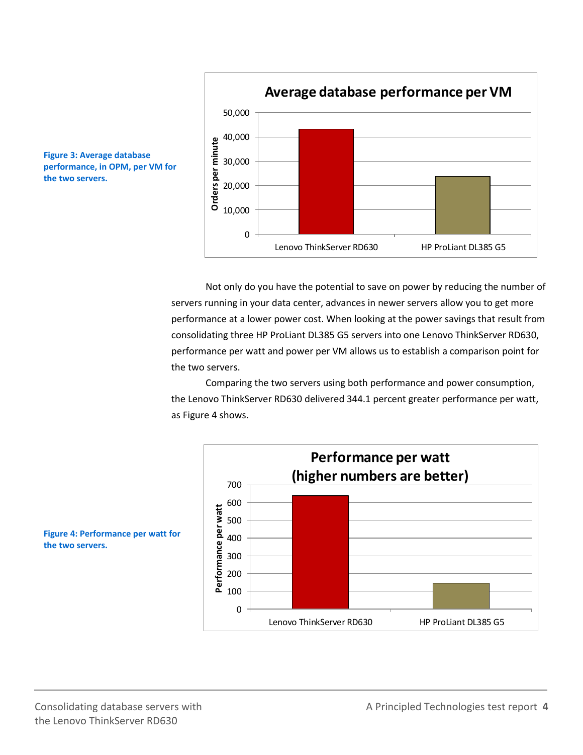Figure 3: Average database performance, in OPM, per VM for the two servers.

Not only do you have the potential to save on power by reducing the number of servers running in your data center, advances in newer servers allow you to get more performance at a lower power cost. When looking at the power savings that result from consolidating three HP ProLiant DL385 G5 servers into one Lenovo ThinkServer RD630, performance per watt and power per VM allows us to establish a comparison point for the two servers.

Comparing the two servers using both performance and power consumption, the Lenovo ThinkServer RD630 delivered 344.1 percent greater performance per watt, as Figure 4 shows.

Figure 4: Performance per watt for the two servers.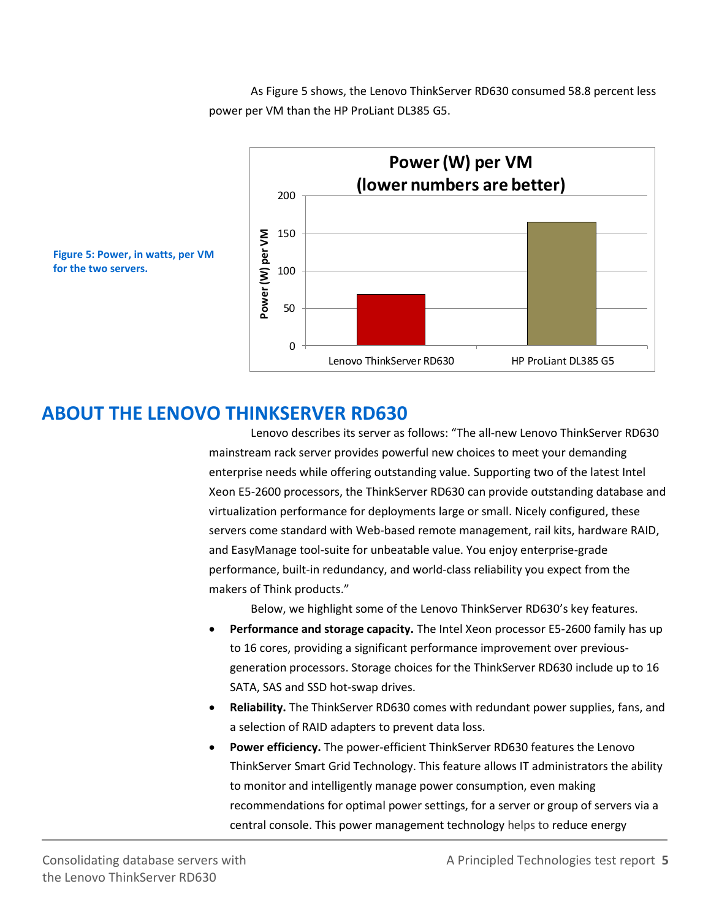As Figure 5 shows, the Lenovo ThinkServer RD630 consumed 58.8 percent less power per VM than the HP ProLiant DL385 G5.

**Figure 5: Power, in watts, per VM for the two servers.**

## ABOUT THE LENOVO THINKSERVER RD630

Lenovo describes its server as follows: "The all-new Lenovo ThinkServer RD630 mainstream rack server provides powerful new choices to meet your demanding enterprise needs while offering outstanding value. Supporting two of the latest Intel Xeon E5-2600 processors, the ThinkServer RD630 can provide outstanding database and virtualization performance for deployments large or small. Nicely configured, these servers come standard with Web-based remote management, rail kits, hardware RAID, and EasyManage tool-suite for unbeatable value. You enjoy enterprise-grade performance, built-in redundancy, and world-class reliability you expect from the makers of Think products."

Below, we highlight some of the Lenovo ThinkServer RD630's key features.

- **Performance and storage capacity.** The Intel Xeon processor E5-2600 family has up to 16 cores, providing a significant performance improvement over previous-generation processors. Storage choices for the ThinkServer RD630 include up to 16 SATA, SAS and SSD hot-swap drives.
- **Reliability.** The ThinkServer RD630 comes with redundant power supplies, fans, and a selection of RAID adapters to prevent data loss.
- **Power efficiency.** The power-efficient ThinkServer RD630 features the Lenovo ThinkServer Smart Grid Technology. This feature allows IT administrators the ability to monitor and intelligently manage power consumption, even making recommendations for optimal power settings, for a server or group of servers via a central console. This power management technology helps to reduce energy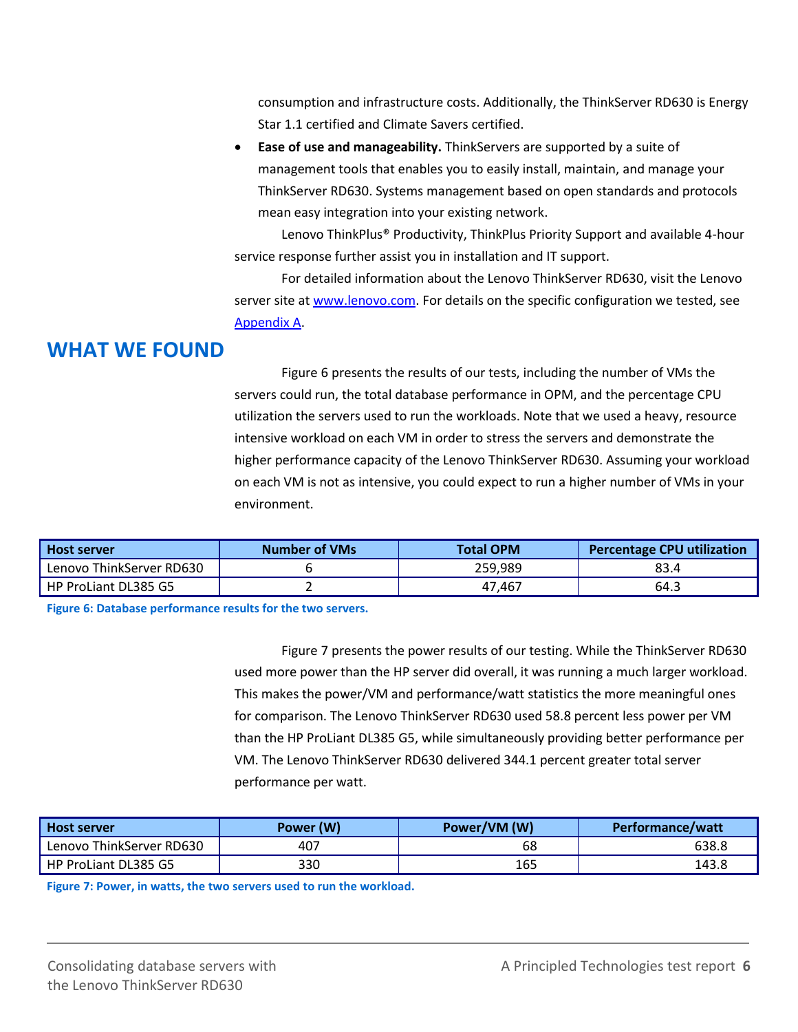consumption and infrastructure costs. Additionally, the ThinkServer RD630 is Energy Star 1.1 certified and Climate Savers certified.

- **Ease of use and manageability.** ThinkServers are supported by a suite of management tools that enables you to easily install, maintain, and manage your ThinkServer RD630. Systems management based on open standards and protocols mean easy integration into your existing network.

Lenovo ThinkPlus® Productivity, ThinkPlus Priority Support and available 4-hour service response further assist you in installation and IT support.

For detailed information about the Lenovo ThinkServer RD630, visit the Lenovo server site at [www.lenovo.com](http://www.lenovo.com). For details on the specific configuration we tested, see [Appendix A](#).

## WHAT WE FOUND

Figure 6 presents the results of our tests, including the number of VMs the servers could run, the total database performance in OPM, and the percentage CPU utilization the servers used to run the workloads. Note that we used a heavy, resource intensive workload on each VM in order to stress the servers and demonstrate the higher performance capacity of the Lenovo ThinkServer RD630. Assuming your workload on each VM is not as intensive, you could expect to run a higher number of VMs in your environment.

| Host server | Number of VMs | Total OPM | Percentage CPU utilization |
|---|---|---|---|
| Lenovo ThinkServer RD630 | 6 | 259,989 | 83.4 |
| HP ProLiant DL385 G5 | 2 | 47,467 | 64.3 |

**Figure 6: Database performance results for the two servers.**

Figure 7 presents the power results of our testing. While the ThinkServer RD630 used more power than the HP server did overall, it was running a much larger workload. This makes the power/VM and performance/watt statistics the more meaningful ones for comparison. The Lenovo ThinkServer RD630 used 58.8 percent less power per VM than the HP ProLiant DL385 G5, while simultaneously providing better performance per VM. The Lenovo ThinkServer RD630 delivered 344.1 percent greater total server performance per watt.

| Host server | Power (W) | Power/VM (W) | Performance/watt |
|---|---|---|---|
| Lenovo ThinkServer RD630 | 407 | 68 | 638.8 |
| HP ProLiant DL385 G5 | 330 | 165 | 143.8 |

**Figure 7: Power, in watts, the two servers used to run the workload.**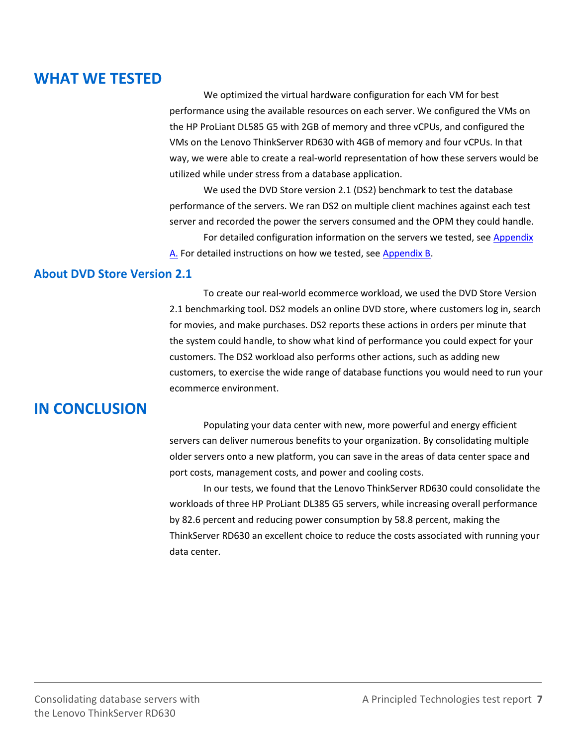## WHAT WE TESTED

We optimized the virtual hardware configuration for each VM for best performance using the available resources on each server. We configured the VMs on the HP ProLiant DL585 G5 with 2GB of memory and three vCPUs, and configured the VMs on the Lenovo ThinkServer RD630 with 4GB of memory and four vCPUs. In that way, we were able to create a real-world representation of how these servers would be utilized while under stress from a database application.

We used the DVD Store version 2.1 (DS2) benchmark to test the database performance of the servers. We ran DS2 on multiple client machines against each test server and recorded the power the servers consumed and the OPM they could handle.

For detailed configuration information on the servers we tested, see Appendix A. For detailed instructions on how we tested, see Appendix B.

### About DVD Store Version 2.1

To create our real-world ecommerce workload, we used the DVD Store Version 2.1 benchmarking tool. DS2 models an online DVD store, where customers log in, search for movies, and make purchases. DS2 reports these actions in orders per minute that the system could handle, to show what kind of performance you could expect for your customers. The DS2 workload also performs other actions, such as adding new customers, to exercise the wide range of database functions you would need to run your ecommerce environment.

## IN CONCLUSION

Populating your data center with new, more powerful and energy efficient servers can deliver numerous benefits to your organization. By consolidating multiple older servers onto a new platform, you can save in the areas of data center space and port costs, management costs, and power and cooling costs.

In our tests, we found that the Lenovo ThinkServer RD630 could consolidate the workloads of three HP ProLiant DL385 G5 servers, while increasing overall performance by 82.6 percent and reducing power consumption by 58.8 percent, making the ThinkServer RD630 an excellent choice to reduce the costs associated with running your data center.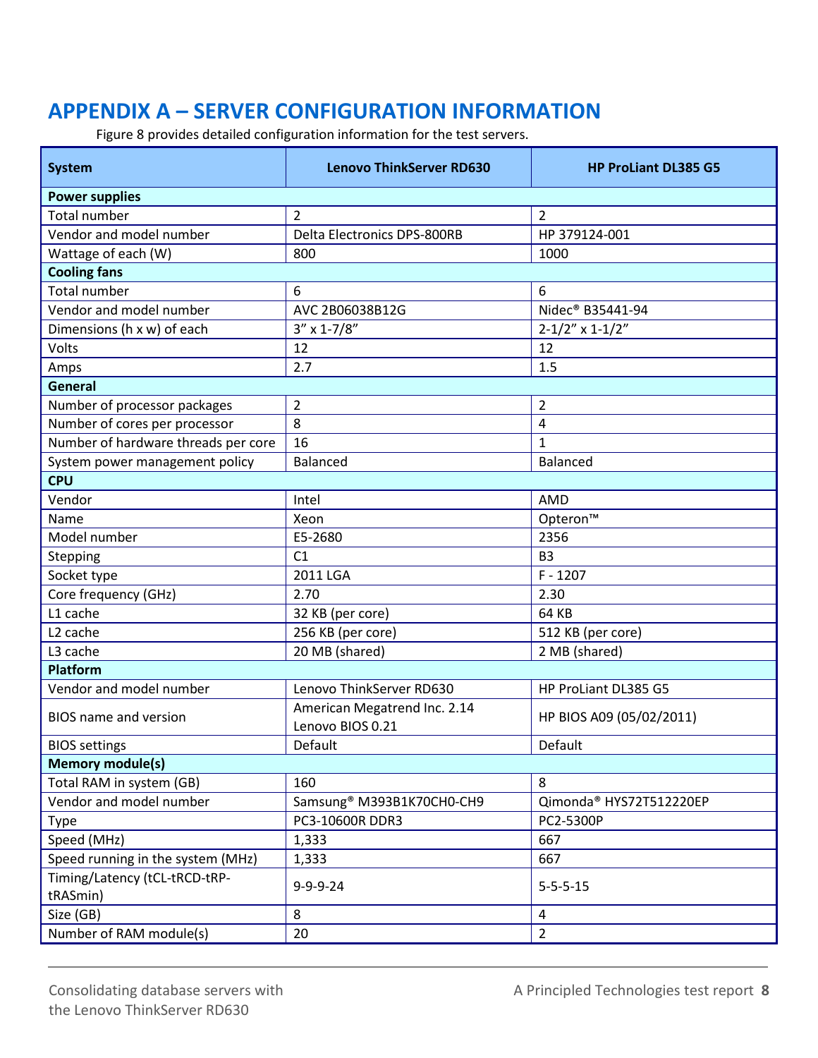# APPENDIX A – SERVER CONFIGURATION INFORMATION

Figure 8 provides detailed configuration information for the test servers.

| System | Lenovo ThinkServer RD630 | HP ProLiant DL385 G5 |
|---|---|---|
| **Power supplies** | | |
| Total number | 2 | 2 |
| Vendor and model number | Delta Electronics DPS-800RB | HP 379124-001 |
| Wattage of each (W) | 800 | 1000 |
| **Cooling fans** | | |
| Total number | 6 | 6 |
| Vendor and model number | AVC 2B06038B12G | Nidec® B35441-94 |
| Dimensions (h x w) of each | 3” x 1-7/8” | 2-1/2” x 1-1/2” |
| Volts | 12 | 12 |
| Amps | 2.7 | 1.5 |
| **General** | | |
| Number of processor packages | 2 | 2 |
| Number of cores per processor | 8 | 4 |
| Number of hardware threads per core | 16 | 1 |
| System power management policy | Balanced | Balanced |
| **CPU** | | |
| Vendor | Intel | AMD |
| Name | Xeon | Opteron™ |
| Model number | E5-2680 | 2356 |
| Stepping | C1 | B3 |
| Socket type | 2011 LGA | F - 1207 |
| Core frequency (GHz) | 2.70 | 2.30 |
| L1 cache | 32 KB (per core) | 64 KB |
| L2 cache | 256 KB (per core) | 512 KB (per core) |
| L3 cache | 20 MB (shared) | 2 MB (shared) |
| **Platform** | | |
| Vendor and model number | Lenovo ThinkServer RD630 | HP ProLiant DL385 G5 |
| BIOS name and version | American Megatrend Inc. 2.14 Lenovo BIOS 0.21 | HP BIOS A09 (05/02/2011) |
| BIOS settings | Default | Default |
| **Memory module(s)** | | |
| Total RAM in system (GB) | 160 | 8 |
| Vendor and model number | Samsung® M393B1K70CH0-CH9 | Qimonda® HYS72T512220EP |
| Type | PC3-10600R DDR3 | PC2-5300P |
| Speed (MHz) | 1,333 | 667 |
| Speed running in the system (MHz) | 1,333 | 667 |
| Timing/Latency (tCL-tRCD-tRP-tRASmin) | 9-9-9-24 | 5-5-5-15 |
| Size (GB) | 8 | 4 |
| Number of RAM module(s) | 20 | 2 |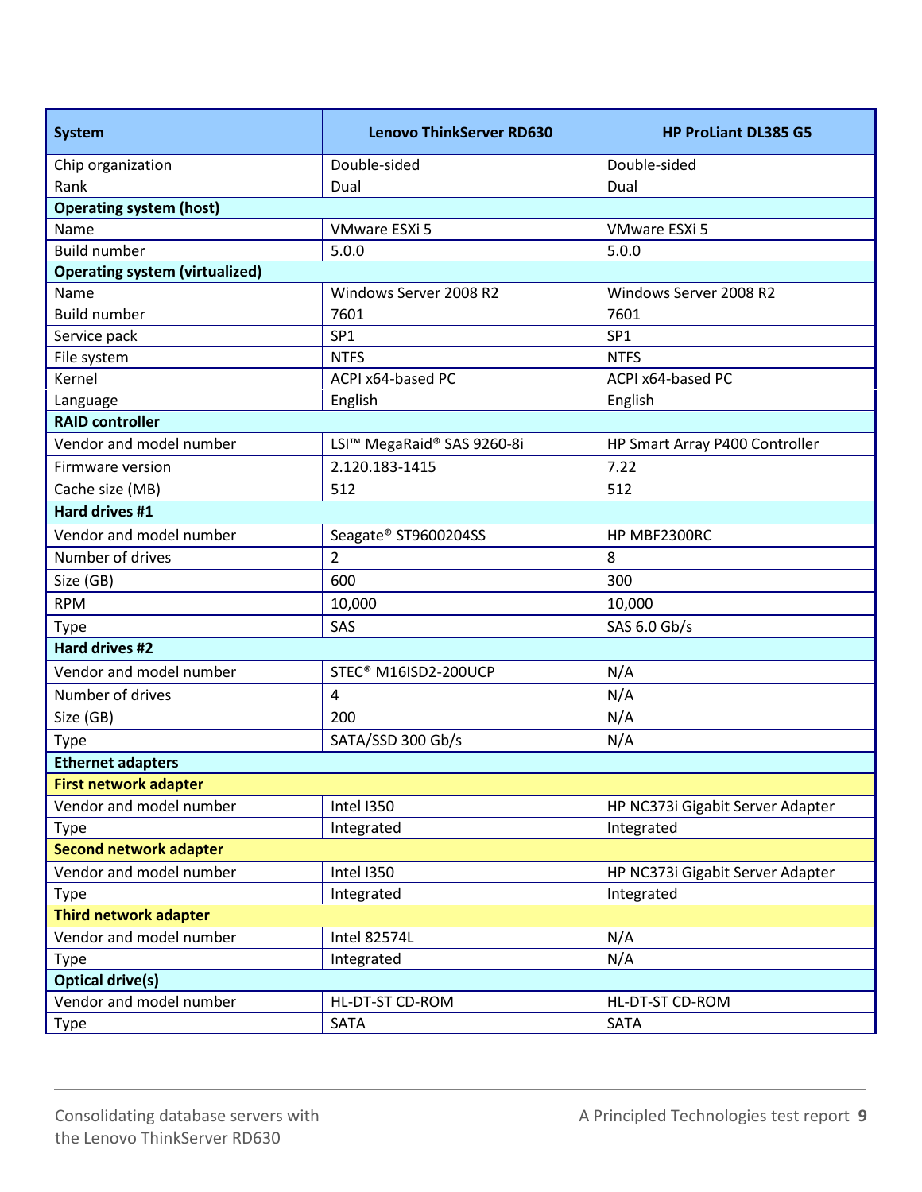| System | Lenovo ThinkServer RD630 | HP ProLiant DL385 G5 |
| --- | --- | --- |
| Chip organization | Double-sided | Double-sided |
| Rank | Dual | Dual |
| **Operating system (host)** | | |
| Name | VMware ESXi 5 | VMware ESXi 5 |
| Build number | 5.0.0 | 5.0.0 |
| **Operating system (virtualized)** | | |
| Name | Windows Server 2008 R2 | Windows Server 2008 R2 |
| Build number | 7601 | 7601 |
| Service pack | SP1 | SP1 |
| File system | NTFS | NTFS |
| Kernel | ACPI x64-based PC | ACPI x64-based PC |
| Language | English | English |
| **RAID controller** | | |
| Vendor and model number | LSI™ MegaRaid® SAS 9260-8i | HP Smart Array P400 Controller |
| Firmware version | 2.120.183-1415 | 7.22 |
| Cache size (MB) | 512 | 512 |
| **Hard drives #1** | | |
| Vendor and model number | Seagate® ST9600204SS | HP MBF2300RC |
| Number of drives | 2 | 8 |
| Size (GB) | 600 | 300 |
| RPM | 10,000 | 10,000 |
| Type | SAS | SAS 6.0 Gb/s |
| **Hard drives #2** | | |
| Vendor and model number | STEC® M16ISD2-200UCP | N/A |
| Number of drives | 4 | N/A |
| Size (GB) | 200 | N/A |
| Type | SATA/SSD 300 Gb/s | N/A |
| **Ethernet adapters** | | |
| **First network adapter** | | |
| Vendor and model number | Intel I350 | HP NC373i Gigabit Server Adapter |
| Type | Integrated | Integrated |
| **Second network adapter** | | |
| Vendor and model number | Intel I350 | HP NC373i Gigabit Server Adapter |
| Type | Integrated | Integrated |
| **Third network adapter** | | |
| Vendor and model number | Intel 82574L | N/A |
| Type | Integrated | N/A |
| **Optical drive(s)** | | |
| Vendor and model number | HL-DT-ST CD-ROM | HL-DT-ST CD-ROM |
| Type | SATA | SATA |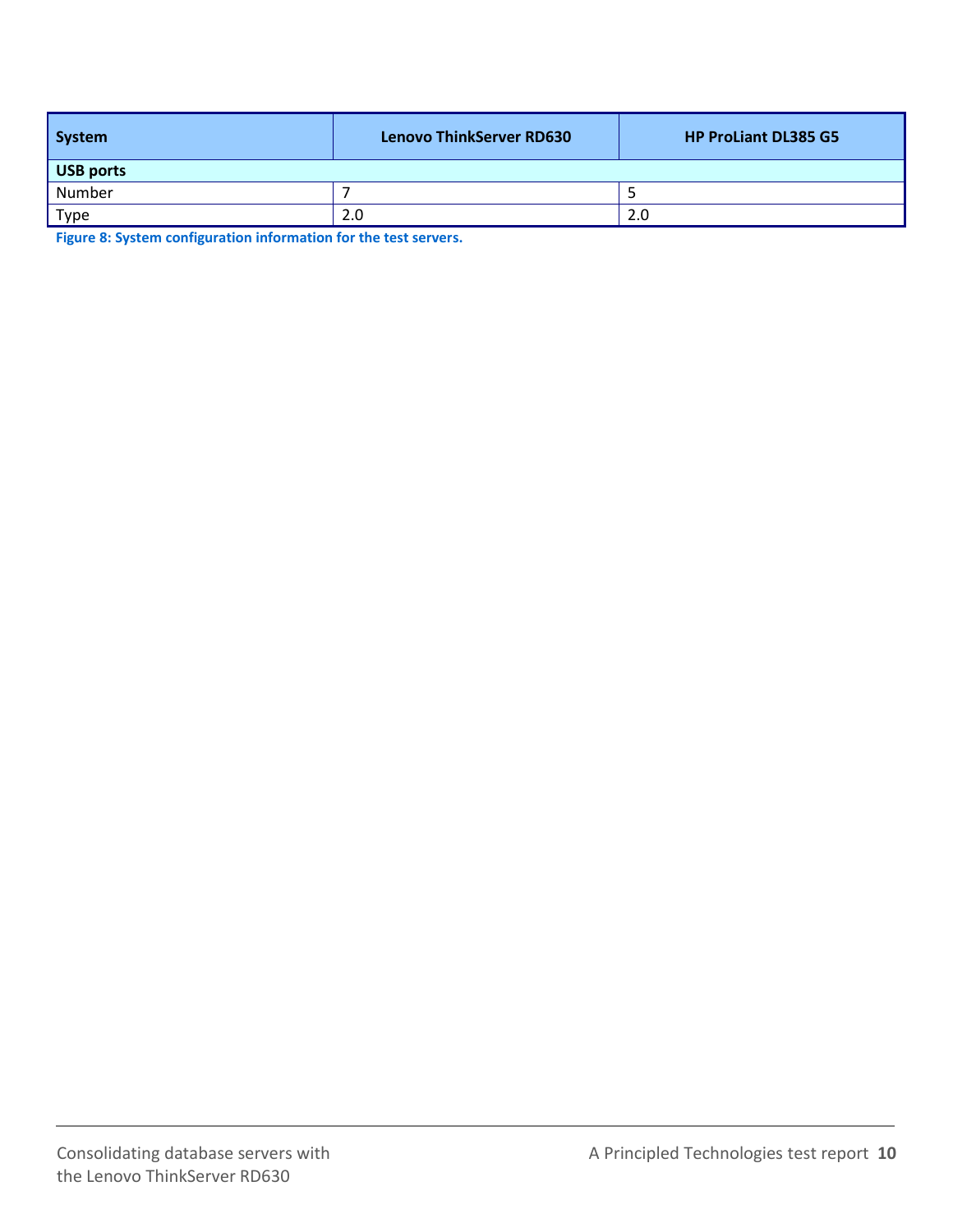| System | Lenovo ThinkServer RD630 | HP ProLiant DL385 G5 |
|---|---|---|
| **USB ports** | | |
| Number | 7 | 5 |
| Type | 2.0 | 2.0 |

**Figure 8: System configuration information for the test servers.**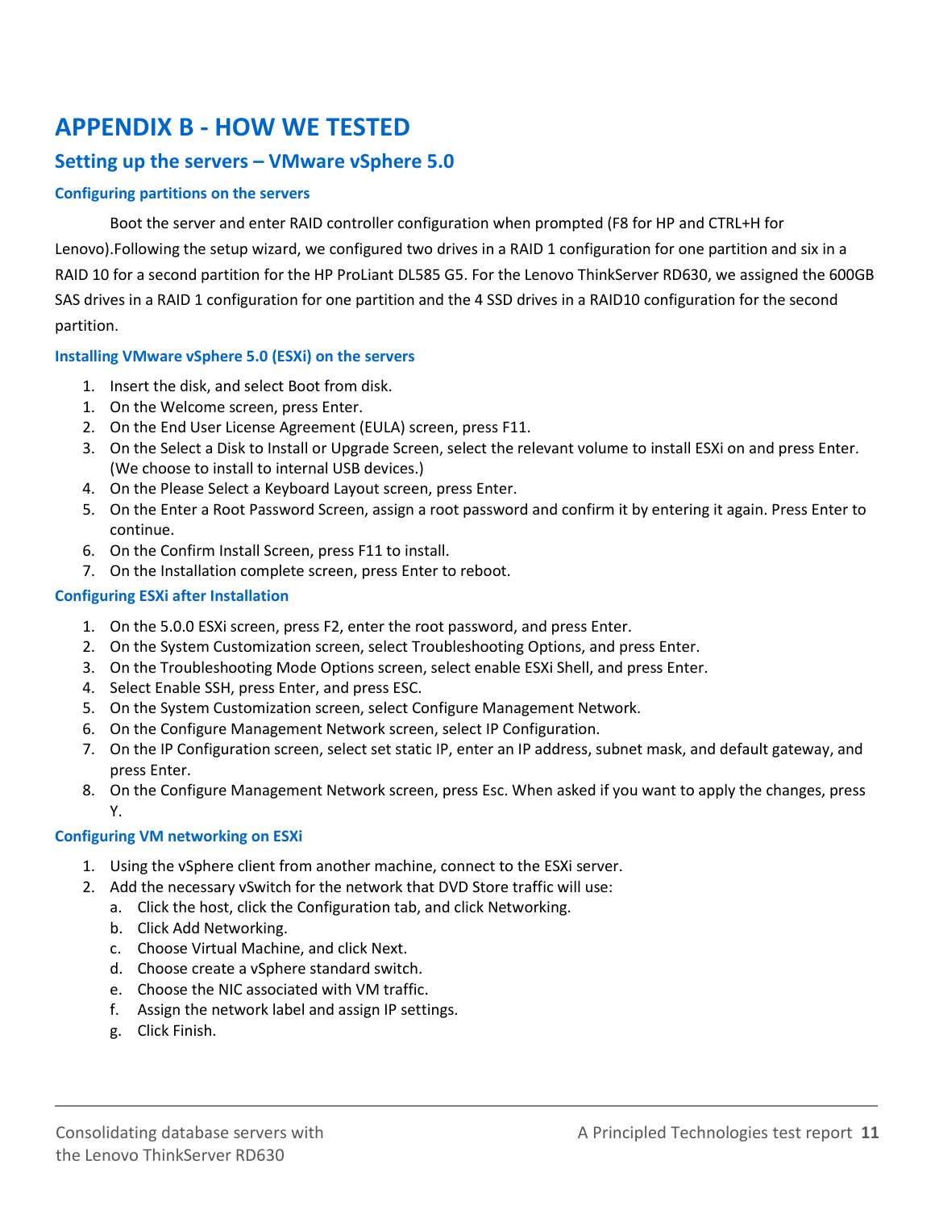# APPENDIX B - HOW WE TESTED

## Setting up the servers – VMware vSphere 5.0

### Configuring partitions on the servers

Boot the server and enter RAID controller configuration when prompted (F8 for HP and CTRL+H for Lenovo).Following the setup wizard, we configured two drives in a RAID 1 configuration for one partition and six in a RAID 10 for a second partition for the HP ProLiant DL585 G5. For the Lenovo ThinkServer RD630, we assigned the 600GB SAS drives in a RAID 1 configuration for one partition and the 4 SSD drives in a RAID10 configuration for the second partition.

### Installing VMware vSphere 5.0 (ESXi) on the servers

1. Insert the disk, and select Boot from disk.
1. On the Welcome screen, press Enter.
2. On the End User License Agreement (EULA) screen, press F11.
3. On the Select a Disk to Install or Upgrade Screen, select the relevant volume to install ESXi on and press Enter. (We choose to install to internal USB devices.)
4. On the Please Select a Keyboard Layout screen, press Enter.
5. On the Enter a Root Password Screen, assign a root password and confirm it by entering it again. Press Enter to continue.
6. On the Confirm Install Screen, press F11 to install.
7. On the Installation complete screen, press Enter to reboot.

### Configuring ESXi after Installation

1. On the 5.0.0 ESXi screen, press F2, enter the root password, and press Enter.
2. On the System Customization screen, select Troubleshooting Options, and press Enter.
3. On the Troubleshooting Mode Options screen, select enable ESXi Shell, and press Enter.
4. Select Enable SSH, press Enter, and press ESC.
5. On the System Customization screen, select Configure Management Network.
6. On the Configure Management Network screen, select IP Configuration.
7. On the IP Configuration screen, select set static IP, enter an IP address, subnet mask, and default gateway, and press Enter.
8. On the Configure Management Network screen, press Esc. When asked if you want to apply the changes, press Y.

### Configuring VM networking on ESXi

1. Using the vSphere client from another machine, connect to the ESXi server.
2. Add the necessary vSwitch for the network that DVD Store traffic will use:
   a. Click the host, click the Configuration tab, and click Networking.
   b. Click Add Networking.
   c. Choose Virtual Machine, and click Next.
   d. Choose create a vSphere standard switch.
   e. Choose the NIC associated with VM traffic.
   f. Assign the network label and assign IP settings.
   g. Click Finish.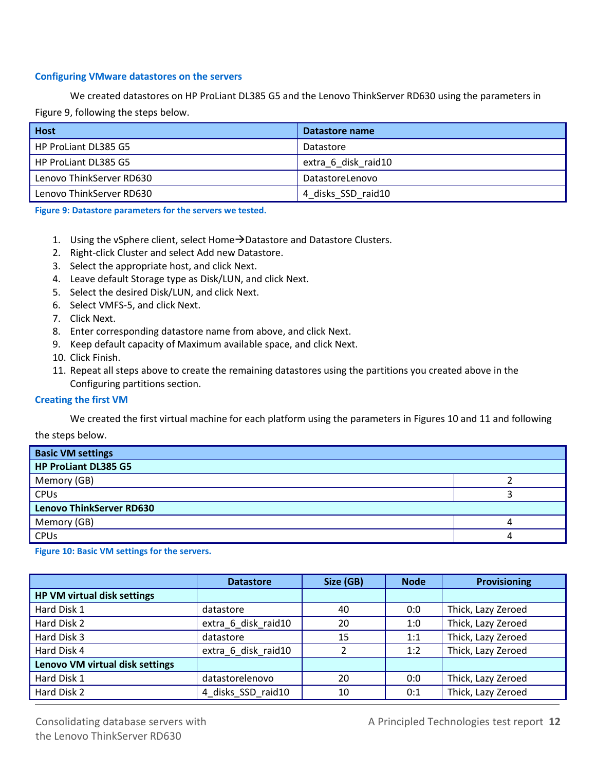### Configuring VMware datastores on the servers

We created datastores on HP ProLiant DL385 G5 and the Lenovo ThinkServer RD630 using the parameters in Figure 9, following the steps below.

| Host | Datastore name |
| --- | --- |
| HP ProLiant DL385 G5 | Datastore |
| HP ProLiant DL385 G5 | extra_6_disk_raid10 |
| Lenovo ThinkServer RD630 | DatastoreLenovo |
| Lenovo ThinkServer RD630 | 4_disks_SSD_raid10 |

**Figure 9: Datastore parameters for the servers we tested.**

1. Using the vSphere client, select Home→Datastore and Datastore Clusters.
2. Right-click Cluster and select Add new Datastore.
3. Select the appropriate host, and click Next.
4. Leave default Storage type as Disk/LUN, and click Next.
5. Select the desired Disk/LUN, and click Next.
6. Select VMFS-5, and click Next.
7. Click Next.
8. Enter corresponding datastore name from above, and click Next.
9. Keep default capacity of Maximum available space, and click Next.
10. Click Finish.
11. Repeat all steps above to create the remaining datastores using the partitions you created above in the Configuring partitions section.

### Creating the first VM

We created the first virtual machine for each platform using the parameters in Figures 10 and 11 and following the steps below.

| Basic VM settings | |
| --- | --- |
| **HP ProLiant DL385 G5** | |
| Memory (GB) | 2 |
| CPUs | 3 |
| **Lenovo ThinkServer RD630** | |
| Memory (GB) | 4 |
| CPUs | 4 |

**Figure 10: Basic VM settings for the servers.**

| | Datastore | Size (GB) | Node | Provisioning |
| --- | --- | --- | --- | --- |
| **HP VM virtual disk settings** | | | | |
| Hard Disk 1 | datastore | 40 | 0:0 | Thick, Lazy Zeroed |
| Hard Disk 2 | extra_6_disk_raid10 | 20 | 1:0 | Thick, Lazy Zeroed |
| Hard Disk 3 | datastore | 15 | 1:1 | Thick, Lazy Zeroed |
| Hard Disk 4 | extra_6_disk_raid10 | 2 | 1:2 | Thick, Lazy Zeroed |
| **Lenovo VM virtual disk settings** | | | | |
| Hard Disk 1 | datastorelenovo | 20 | 0:0 | Thick, Lazy Zeroed |
| Hard Disk 2 | 4_disks_SSD_raid10 | 10 | 0:1 | Thick, Lazy Zeroed |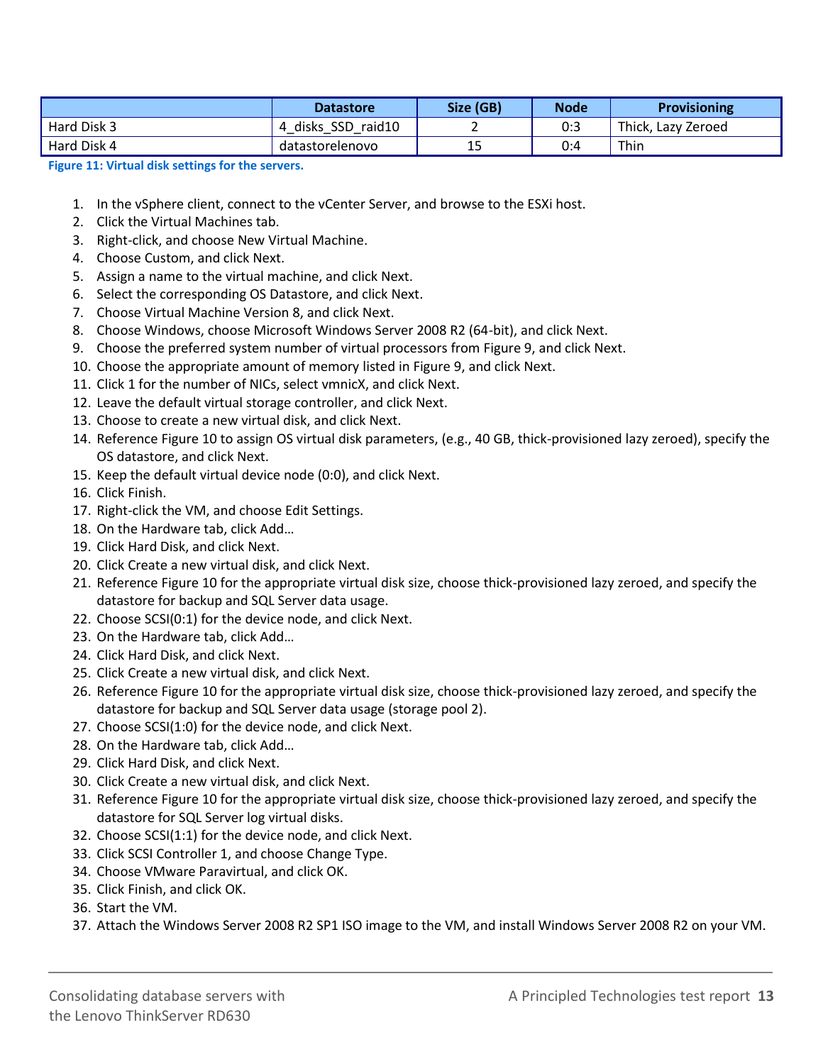| | Datastore | Size (GB) | Node | Provisioning |
|---|---|---|---|---|
| Hard Disk 3 | 4_disks_SSD_raid10 | 2 | 0:3 | Thick, Lazy Zeroed |
| Hard Disk 4 | datastorelenovo | 15 | 0:4 | Thin |

**Figure 11: Virtual disk settings for the servers.**

1. In the vSphere client, connect to the vCenter Server, and browse to the ESXi host.
2. Click the Virtual Machines tab.
3. Right-click, and choose New Virtual Machine.
4. Choose Custom, and click Next.
5. Assign a name to the virtual machine, and click Next.
6. Select the corresponding OS Datastore, and click Next.
7. Choose Virtual Machine Version 8, and click Next.
8. Choose Windows, choose Microsoft Windows Server 2008 R2 (64-bit), and click Next.
9. Choose the preferred system number of virtual processors from Figure 9, and click Next.
10. Choose the appropriate amount of memory listed in Figure 9, and click Next.
11. Click 1 for the number of NICs, select vmnicX, and click Next.
12. Leave the default virtual storage controller, and click Next.
13. Choose to create a new virtual disk, and click Next.
14. Reference Figure 10 to assign OS virtual disk parameters, (e.g., 40 GB, thick-provisioned lazy zeroed), specify the OS datastore, and click Next.
15. Keep the default virtual device node (0:0), and click Next.
16. Click Finish.
17. Right-click the VM, and choose Edit Settings.
18. On the Hardware tab, click Add…
19. Click Hard Disk, and click Next.
20. Click Create a new virtual disk, and click Next.
21. Reference Figure 10 for the appropriate virtual disk size, choose thick-provisioned lazy zeroed, and specify the datastore for backup and SQL Server data usage.
22. Choose SCSI(0:1) for the device node, and click Next.
23. On the Hardware tab, click Add…
24. Click Hard Disk, and click Next.
25. Click Create a new virtual disk, and click Next.
26. Reference Figure 10 for the appropriate virtual disk size, choose thick-provisioned lazy zeroed, and specify the datastore for backup and SQL Server data usage (storage pool 2).
27. Choose SCSI(1:0) for the device node, and click Next.
28. On the Hardware tab, click Add…
29. Click Hard Disk, and click Next.
30. Click Create a new virtual disk, and click Next.
31. Reference Figure 10 for the appropriate virtual disk size, choose thick-provisioned lazy zeroed, and specify the datastore for SQL Server log virtual disks.
32. Choose SCSI(1:1) for the device node, and click Next.
33. Click SCSI Controller 1, and choose Change Type.
34. Choose VMware Paravirtual, and click OK.
35. Click Finish, and click OK.
36. Start the VM.
37. Attach the Windows Server 2008 R2 SP1 ISO image to the VM, and install Windows Server 2008 R2 on your VM.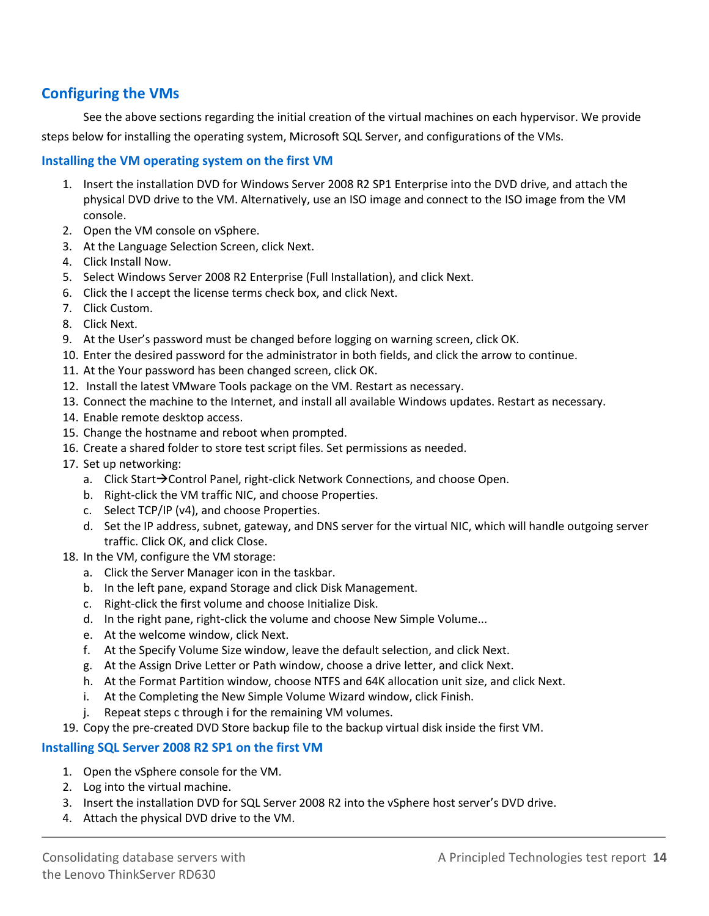## Configuring the VMs

See the above sections regarding the initial creation of the virtual machines on each hypervisor. We provide steps below for installing the operating system, Microsoft SQL Server, and configurations of the VMs.

### Installing the VM operating system on the first VM

1. Insert the installation DVD for Windows Server 2008 R2 SP1 Enterprise into the DVD drive, and attach the physical DVD drive to the VM. Alternatively, use an ISO image and connect to the ISO image from the VM console.
2. Open the VM console on vSphere.
3. At the Language Selection Screen, click Next.
4. Click Install Now.
5. Select Windows Server 2008 R2 Enterprise (Full Installation), and click Next.
6. Click the I accept the license terms check box, and click Next.
7. Click Custom.
8. Click Next.
9. At the User's password must be changed before logging on warning screen, click OK.
10. Enter the desired password for the administrator in both fields, and click the arrow to continue.
11. At the Your password has been changed screen, click OK.
12. Install the latest VMware Tools package on the VM. Restart as necessary.
13. Connect the machine to the Internet, and install all available Windows updates. Restart as necessary.
14. Enable remote desktop access.
15. Change the hostname and reboot when prompted.
16. Create a shared folder to store test script files. Set permissions as needed.
17. Set up networking:
    a. Click Start→Control Panel, right-click Network Connections, and choose Open.
    b. Right-click the VM traffic NIC, and choose Properties.
    c. Select TCP/IP (v4), and choose Properties.
    d. Set the IP address, subnet, gateway, and DNS server for the virtual NIC, which will handle outgoing server traffic. Click OK, and click Close.
18. In the VM, configure the VM storage:
    a. Click the Server Manager icon in the taskbar.
    b. In the left pane, expand Storage and click Disk Management.
    c. Right-click the first volume and choose Initialize Disk.
    d. In the right pane, right-click the volume and choose New Simple Volume...
    e. At the welcome window, click Next.
    f. At the Specify Volume Size window, leave the default selection, and click Next.
    g. At the Assign Drive Letter or Path window, choose a drive letter, and click Next.
    h. At the Format Partition window, choose NTFS and 64K allocation unit size, and click Next.
    i. At the Completing the New Simple Volume Wizard window, click Finish.
    j. Repeat steps c through i for the remaining VM volumes.
19. Copy the pre-created DVD Store backup file to the backup virtual disk inside the first VM.

### Installing SQL Server 2008 R2 SP1 on the first VM

1. Open the vSphere console for the VM.
2. Log into the virtual machine.
3. Insert the installation DVD for SQL Server 2008 R2 into the vSphere host server's DVD drive.
4. Attach the physical DVD drive to the VM.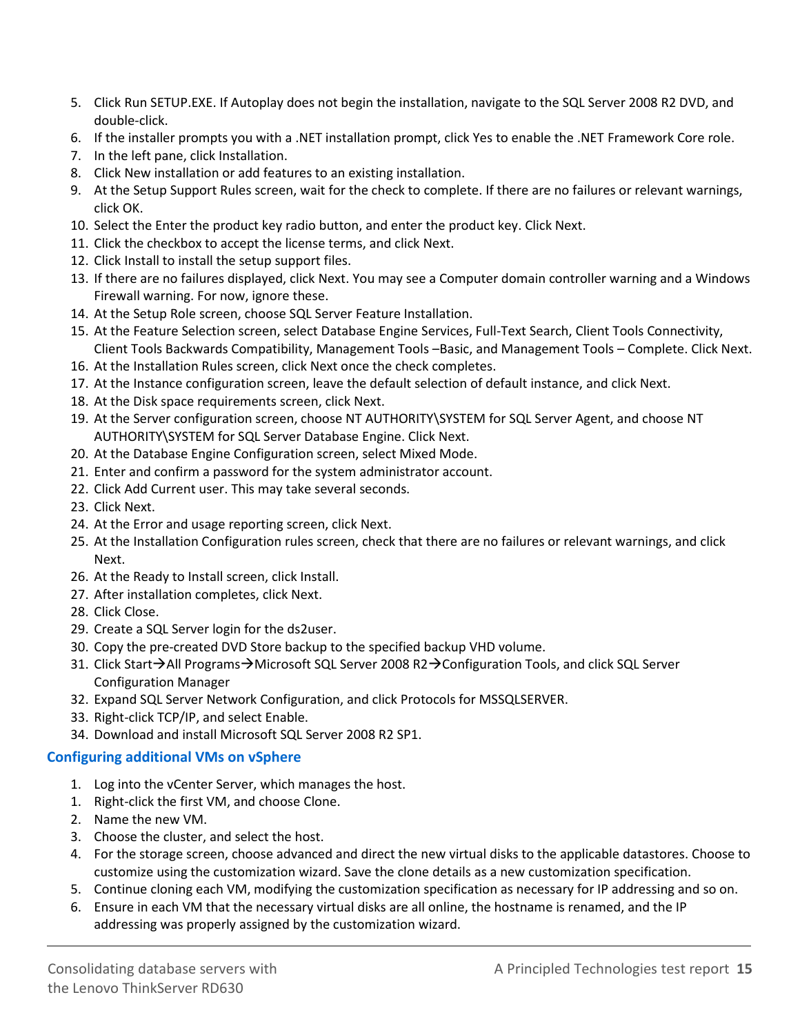5. Click Run SETUP.EXE. If Autoplay does not begin the installation, navigate to the SQL Server 2008 R2 DVD, and double-click.
6. If the installer prompts you with a .NET installation prompt, click Yes to enable the .NET Framework Core role.
7. In the left pane, click Installation.
8. Click New installation or add features to an existing installation.
9. At the Setup Support Rules screen, wait for the check to complete. If there are no failures or relevant warnings, click OK.
10. Select the Enter the product key radio button, and enter the product key. Click Next.
11. Click the checkbox to accept the license terms, and click Next.
12. Click Install to install the setup support files.
13. If there are no failures displayed, click Next. You may see a Computer domain controller warning and a Windows Firewall warning. For now, ignore these.
14. At the Setup Role screen, choose SQL Server Feature Installation.
15. At the Feature Selection screen, select Database Engine Services, Full-Text Search, Client Tools Connectivity, Client Tools Backwards Compatibility, Management Tools –Basic, and Management Tools – Complete. Click Next.
16. At the Installation Rules screen, click Next once the check completes.
17. At the Instance configuration screen, leave the default selection of default instance, and click Next.
18. At the Disk space requirements screen, click Next.
19. At the Server configuration screen, choose NT AUTHORITY\SYSTEM for SQL Server Agent, and choose NT AUTHORITY\SYSTEM for SQL Server Database Engine. Click Next.
20. At the Database Engine Configuration screen, select Mixed Mode.
21. Enter and confirm a password for the system administrator account.
22. Click Add Current user. This may take several seconds.
23. Click Next.
24. At the Error and usage reporting screen, click Next.
25. At the Installation Configuration rules screen, check that there are no failures or relevant warnings, and click Next.
26. At the Ready to Install screen, click Install.
27. After installation completes, click Next.
28. Click Close.
29. Create a SQL Server login for the ds2user.
30. Copy the pre-created DVD Store backup to the specified backup VHD volume.
31. Click Start→All Programs→Microsoft SQL Server 2008 R2→Configuration Tools, and click SQL Server Configuration Manager
32. Expand SQL Server Network Configuration, and click Protocols for MSSQLSERVER.
33. Right-click TCP/IP, and select Enable.
34. Download and install Microsoft SQL Server 2008 R2 SP1.

### Configuring additional VMs on vSphere

1. Log into the vCenter Server, which manages the host.
1. Right-click the first VM, and choose Clone.
2. Name the new VM.
3. Choose the cluster, and select the host.
4. For the storage screen, choose advanced and direct the new virtual disks to the applicable datastores. Choose to customize using the customization wizard. Save the clone details as a new customization specification.
5. Continue cloning each VM, modifying the customization specification as necessary for IP addressing and so on.
6. Ensure in each VM that the necessary virtual disks are all online, the hostname is renamed, and the IP addressing was properly assigned by the customization wizard.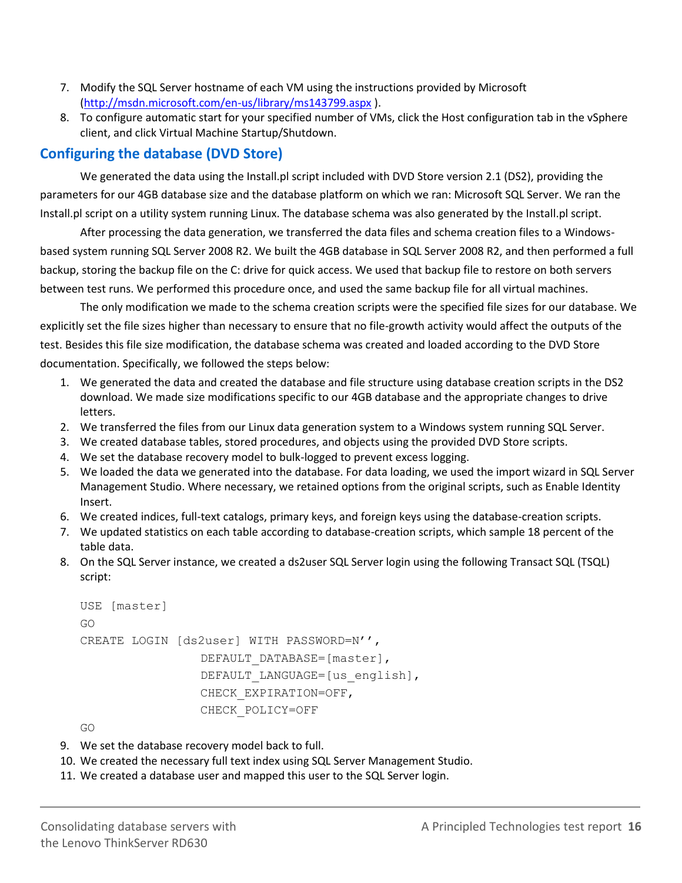7. Modify the SQL Server hostname of each VM using the instructions provided by Microsoft (http://msdn.microsoft.com/en-us/library/ms143799.aspx ).
8. To configure automatic start for your specified number of VMs, click the Host configuration tab in the vSphere client, and click Virtual Machine Startup/Shutdown.

## Configuring the database (DVD Store)

We generated the data using the Install.pl script included with DVD Store version 2.1 (DS2), providing the parameters for our 4GB database size and the database platform on which we ran: Microsoft SQL Server. We ran the Install.pl script on a utility system running Linux. The database schema was also generated by the Install.pl script.

After processing the data generation, we transferred the data files and schema creation files to a Windows-based system running SQL Server 2008 R2. We built the 4GB database in SQL Server 2008 R2, and then performed a full backup, storing the backup file on the C: drive for quick access. We used that backup file to restore on both servers between test runs. We performed this procedure once, and used the same backup file for all virtual machines.

The only modification we made to the schema creation scripts were the specified file sizes for our database. We explicitly set the file sizes higher than necessary to ensure that no file-growth activity would affect the outputs of the test. Besides this file size modification, the database schema was created and loaded according to the DVD Store documentation. Specifically, we followed the steps below:

1. We generated the data and created the database and file structure using database creation scripts in the DS2 download. We made size modifications specific to our 4GB database and the appropriate changes to drive letters.
2. We transferred the files from our Linux data generation system to a Windows system running SQL Server.
3. We created database tables, stored procedures, and objects using the provided DVD Store scripts.
4. We set the database recovery model to bulk-logged to prevent excess logging.
5. We loaded the data we generated into the database. For data loading, we used the import wizard in SQL Server Management Studio. Where necessary, we retained options from the original scripts, such as Enable Identity Insert.
6. We created indices, full-text catalogs, primary keys, and foreign keys using the database-creation scripts.
7. We updated statistics on each table according to database-creation scripts, which sample 18 percent of the table data.
8. On the SQL Server instance, we created a ds2user SQL Server login using the following Transact SQL (TSQL) script:

```
USE [master]
GO
CREATE LOGIN [ds2user] WITH PASSWORD=N'',
                DEFAULT_DATABASE=[master],
                DEFAULT_LANGUAGE=[us_english],
                CHECK_EXPIRATION=OFF,
                CHECK_POLICY=OFF
GO
```

9. We set the database recovery model back to full.
10. We created the necessary full text index using SQL Server Management Studio.
11. We created a database user and mapped this user to the SQL Server login.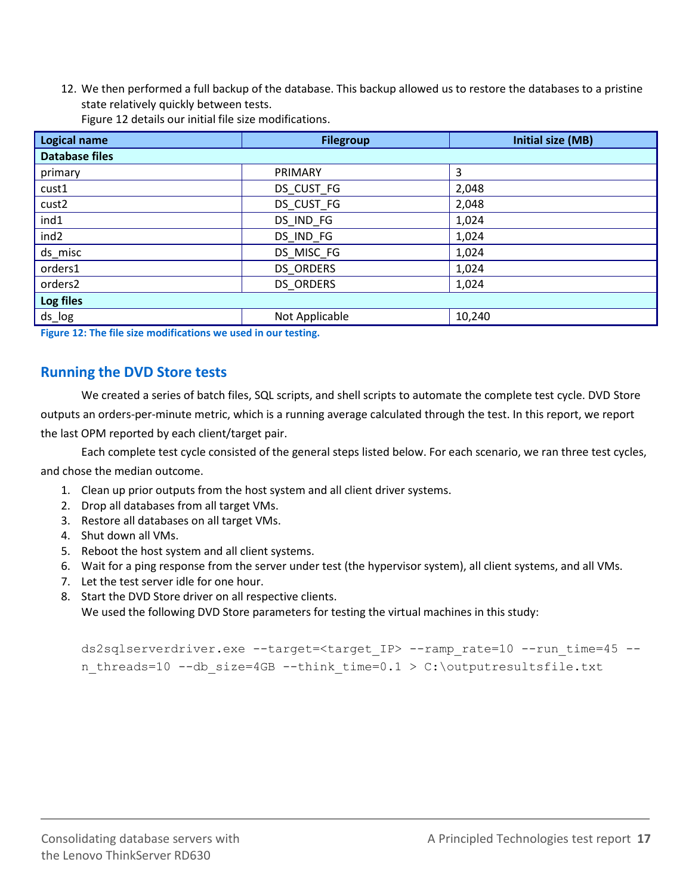12. We then performed a full backup of the database. This backup allowed us to restore the databases to a pristine state relatively quickly between tests.
    Figure 12 details our initial file size modifications.

| Logical name | Filegroup | Initial size (MB) |
|---|---|---|
| **Database files** | | |
| primary | PRIMARY | 3 |
| cust1 | DS_CUST_FG | 2,048 |
| cust2 | DS_CUST_FG | 2,048 |
| ind1 | DS_IND_FG | 1,024 |
| ind2 | DS_IND_FG | 1,024 |
| ds_misc | DS_MISC_FG | 1,024 |
| orders1 | DS_ORDERS | 1,024 |
| orders2 | DS_ORDERS | 1,024 |
| **Log files** | | |
| ds_log | Not Applicable | 10,240 |

**Figure 12: The file size modifications we used in our testing.**

## Running the DVD Store tests

We created a series of batch files, SQL scripts, and shell scripts to automate the complete test cycle. DVD Store outputs an orders-per-minute metric, which is a running average calculated through the test. In this report, we report the last OPM reported by each client/target pair.

Each complete test cycle consisted of the general steps listed below. For each scenario, we ran three test cycles, and chose the median outcome.

1. Clean up prior outputs from the host system and all client driver systems.
2. Drop all databases from all target VMs.
3. Restore all databases on all target VMs.
4. Shut down all VMs.
5. Reboot the host system and all client systems.
6. Wait for a ping response from the server under test (the hypervisor system), all client systems, and all VMs.
7. Let the test server idle for one hour.
8. Start the DVD Store driver on all respective clients.
   We used the following DVD Store parameters for testing the virtual machines in this study:

```
ds2sqlserverdriver.exe --target=<target_IP> --ramp_rate=10 --run_time=45 --
n_threads=10 --db_size=4GB --think_time=0.1 > C:\outputresultsfile.txt
```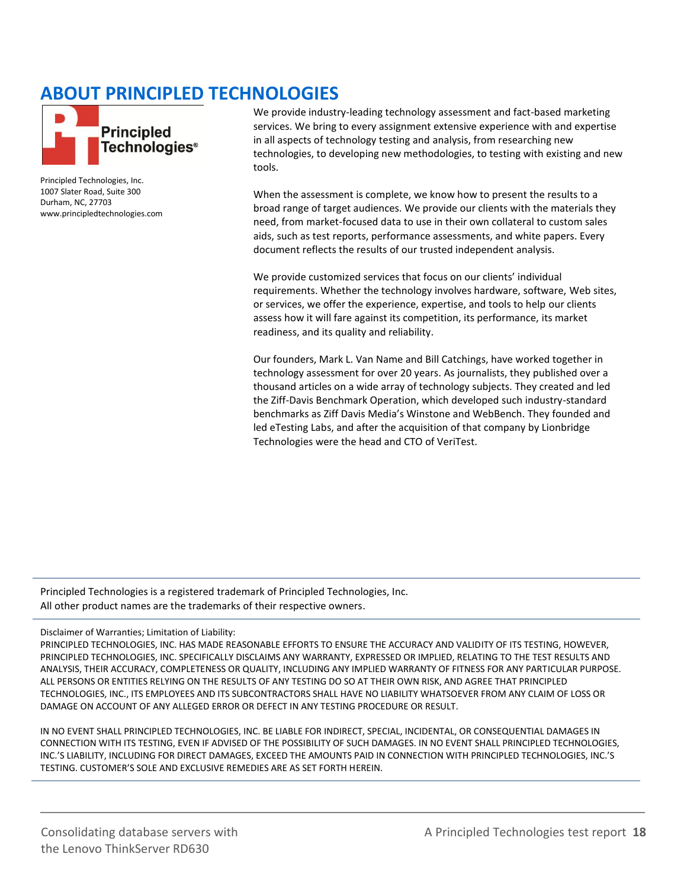# ABOUT PRINCIPLED TECHNOLOGIES

Principled Technologies, Inc.
1007 Slater Road, Suite 300
Durham, NC, 27703
www.principledtechnologies.com

We provide industry-leading technology assessment and fact-based marketing services. We bring to every assignment extensive experience with and expertise in all aspects of technology testing and analysis, from researching new technologies, to developing new methodologies, to testing with existing and new tools.

When the assessment is complete, we know how to present the results to a broad range of target audiences. We provide our clients with the materials they need, from market-focused data to use in their own collateral to custom sales aids, such as test reports, performance assessments, and white papers. Every document reflects the results of our trusted independent analysis.

We provide customized services that focus on our clients' individual requirements. Whether the technology involves hardware, software, Web sites, or services, we offer the experience, expertise, and tools to help our clients assess how it will fare against its competition, its performance, its market readiness, and its quality and reliability.

Our founders, Mark L. Van Name and Bill Catchings, have worked together in technology assessment for over 20 years. As journalists, they published over a thousand articles on a wide array of technology subjects. They created and led the Ziff-Davis Benchmark Operation, which developed such industry-standard benchmarks as Ziff Davis Media's Winstone and WebBench. They founded and led eTesting Labs, and after the acquisition of that company by Lionbridge Technologies were the head and CTO of VeriTest.

Principled Technologies is a registered trademark of Principled Technologies, Inc.
All other product names are the trademarks of their respective owners.

Disclaimer of Warranties; Limitation of Liability:
PRINCIPLED TECHNOLOGIES, INC. HAS MADE REASONABLE EFFORTS TO ENSURE THE ACCURACY AND VALIDITY OF ITS TESTING, HOWEVER, PRINCIPLED TECHNOLOGIES, INC. SPECIFICALLY DISCLAIMS ANY WARRANTY, EXPRESSED OR IMPLIED, RELATING TO THE TEST RESULTS AND ANALYSIS, THEIR ACCURACY, COMPLETENESS OR QUALITY, INCLUDING ANY IMPLIED WARRANTY OF FITNESS FOR ANY PARTICULAR PURPOSE. ALL PERSONS OR ENTITIES RELYING ON THE RESULTS OF ANY TESTING DO SO AT THEIR OWN RISK, AND AGREE THAT PRINCIPLED TECHNOLOGIES, INC., ITS EMPLOYEES AND ITS SUBCONTRACTORS SHALL HAVE NO LIABILITY WHATSOEVER FROM ANY CLAIM OF LOSS OR DAMAGE ON ACCOUNT OF ANY ALLEGED ERROR OR DEFECT IN ANY TESTING PROCEDURE OR RESULT.

IN NO EVENT SHALL PRINCIPLED TECHNOLOGIES, INC. BE LIABLE FOR INDIRECT, SPECIAL, INCIDENTAL, OR CONSEQUENTIAL DAMAGES IN CONNECTION WITH ITS TESTING, EVEN IF ADVISED OF THE POSSIBILITY OF SUCH DAMAGES. IN NO EVENT SHALL PRINCIPLED TECHNOLOGIES, INC.'S LIABILITY, INCLUDING FOR DIRECT DAMAGES, EXCEED THE AMOUNTS PAID IN CONNECTION WITH PRINCIPLED TECHNOLOGIES, INC.'S TESTING. CUSTOMER'S SOLE AND EXCLUSIVE REMEDIES ARE AS SET FORTH HEREIN.